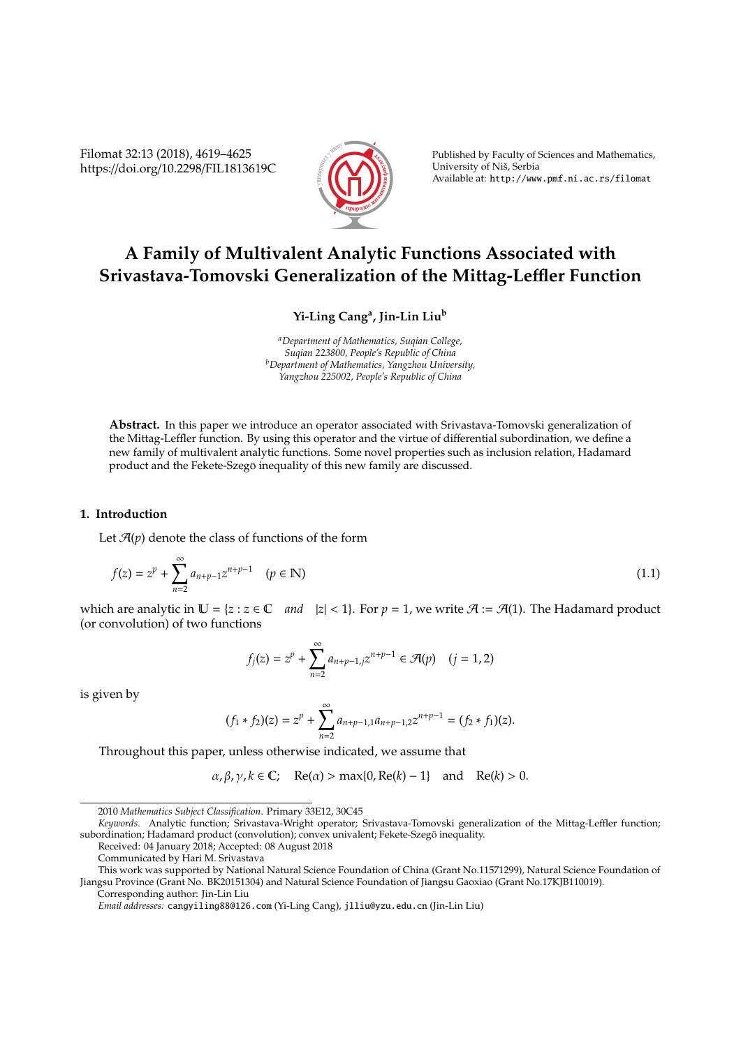# A Family of Multivalent Analytic Functions Associated with Srivastava-Tomovski Generalization of the Mittag-Leffler Function

**Yi-Ling Cang[a], Jin-Lin Liu[b]**

[a]*Department of Mathematics, Suqian College, Suqian 223800, People's Republic of China*
[b]*Department of Mathematics, Yangzhou University, Yangzhou 225002, People's Republic of China*

**Abstract.** In this paper we introduce an operator associated with Srivastava-Tomovski generalization of the Mittag-Leffler function. By using this operator and the virtue of differential subordination, we define a new family of multivalent analytic functions. Some novel properties such as inclusion relation, Hadamard product and the Fekete-Szegö inequality of this new family are discussed.

## 1. Introduction

Let $\mathcal{A}(p)$ denote the class of functions of the form

$$f(z) = z^p + \sum_{n=2}^{\infty} a_{n+p-1} z^{n+p-1} \quad (p \in \mathbb{N}) \tag{1.1}$$

which are analytic in $\mathbb{U} = \{z : z \in \mathbb{C} \quad and \quad |z| < 1\}$. For $p = 1$, we write $\mathcal{A} := \mathcal{A}(1)$. The Hadamard product (or convolution) of two functions

$$f_j(z) = z^p + \sum_{n=2}^{\infty} a_{n+p-1,j} z^{n+p-1} \in \mathcal{A}(p) \quad (j = 1, 2)$$

is given by

$$(f_1 * f_2)(z) = z^p + \sum_{n=2}^{\infty} a_{n+p-1,1} a_{n+p-1,2} z^{n+p-1} = (f_2 * f_1)(z).$$

Throughout this paper, unless otherwise indicated, we assume that

$$\alpha, \beta, \gamma, k \in \mathbb{C}; \quad \mathrm{Re}(\alpha) > \max\{0, \mathrm{Re}(k) - 1\} \quad \text{and} \quad \mathrm{Re}(k) > 0.$$

---

2010 *Mathematics Subject Classification*. Primary 33E12, 30C45

*Keywords*. Analytic function; Srivastava-Wright operator; Srivastava-Tomovski generalization of the Mittag-Leffler function; subordination; Hadamard product (convolution); convex univalent; Fekete-Szegö inequality.

Received: 04 January 2018; Accepted: 08 August 2018

Communicated by Hari M. Srivastava

This work was supported by National Natural Science Foundation of China (Grant No.11571299), Natural Science Foundation of Jiangsu Province (Grant No. BK20151304) and Natural Science Foundation of Jiangsu Gaoxiao (Grant No.17KJB110019).

Corresponding author: Jin-Lin Liu

*Email addresses:* cangyiling88@126.com (Yi-Ling Cang), jlliu@yzu.edu.cn (Jin-Lin Liu)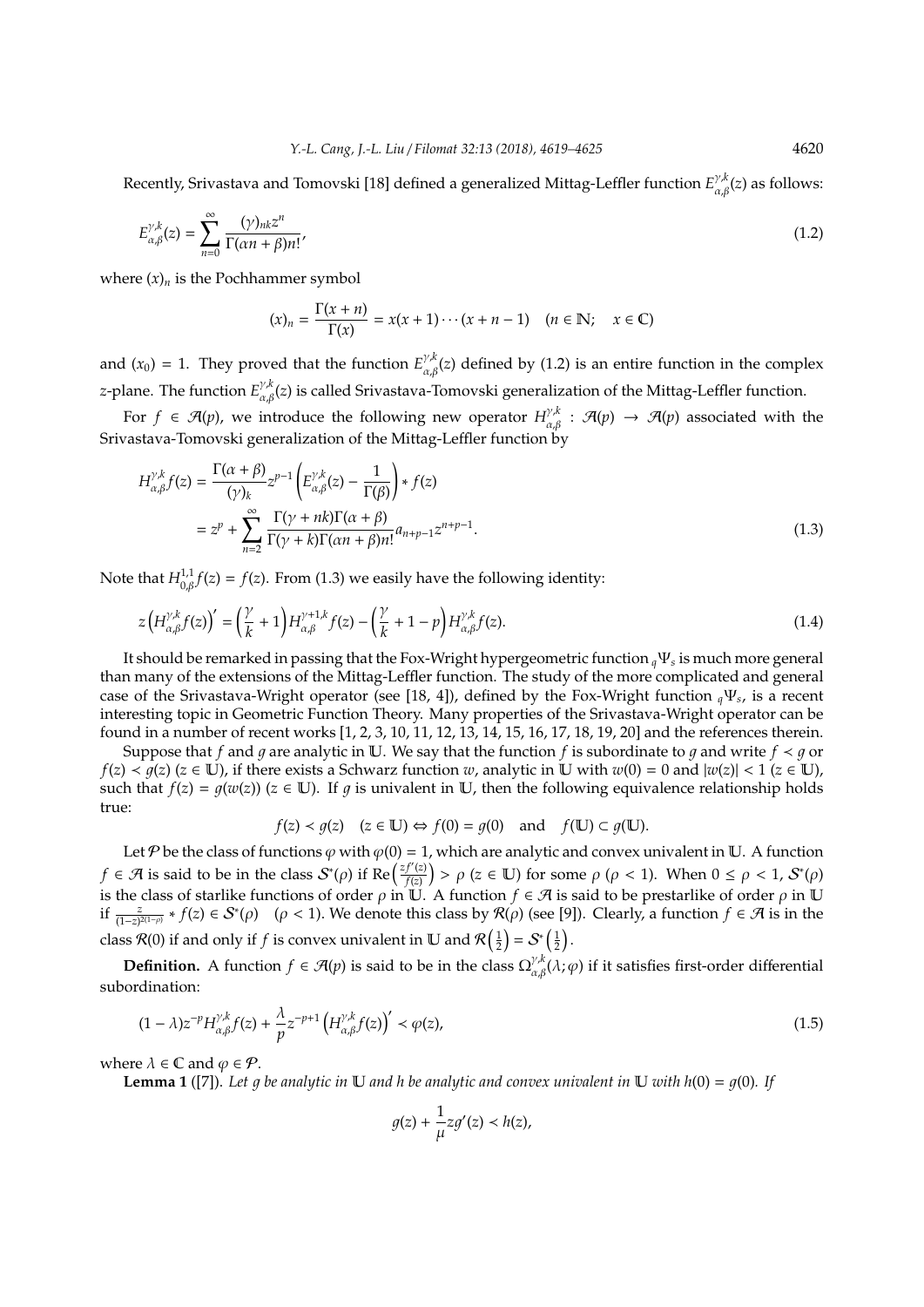Recently, Srivastava and Tomovski [18] defined a generalized Mittag-Leffler function $E^{\gamma,k}_{\alpha,\beta}(z)$ as follows:

$$E^{\gamma,k}_{\alpha,\beta}(z) = \sum_{n=0}^{\infty} \frac{(\gamma)_{nk} z^n}{\Gamma(\alpha n + \beta) n!}, \tag{1.2}$$

where $(x)_n$ is the Pochhammer symbol

$$(x)_n = \frac{\Gamma(x+n)}{\Gamma(x)} = x(x+1)\cdots(x+n-1) \quad (n \in \mathbb{N}; \quad x \in \mathbb{C})$$

and $(x_0) = 1$. They proved that the function $E^{\gamma,k}_{\alpha,\beta}(z)$ defined by (1.2) is an entire function in the complex $z$-plane. The function $E^{\gamma,k}_{\alpha,\beta}(z)$ is called Srivastava-Tomovski generalization of the Mittag-Leffler function.

For $f \in \mathcal{A}(p)$, we introduce the following new operator $H^{\gamma,k}_{\alpha,\beta} : \mathcal{A}(p) \to \mathcal{A}(p)$ associated with the Srivastava-Tomovski generalization of the Mittag-Leffler function by

$$\begin{aligned} H^{\gamma,k}_{\alpha,\beta} f(z) &= \frac{\Gamma(\alpha+\beta)}{(\gamma)_k} z^{p-1} \left( E^{\gamma,k}_{\alpha,\beta}(z) - \frac{1}{\Gamma(\beta)} \right) * f(z) \\ &= z^p + \sum_{n=2}^{\infty} \frac{\Gamma(\gamma + nk)\Gamma(\alpha+\beta)}{\Gamma(\gamma+k)\Gamma(\alpha n + \beta) n!} a_{n+p-1} z^{n+p-1}. \end{aligned} \tag{1.3}$$

Note that $H^{1,1}_{0,\beta} f(z) = f(z)$. From (1.3) we easily have the following identity:

$$z\left(H^{\gamma,k}_{\alpha,\beta} f(z)\right)' = \left(\frac{\gamma}{k} + 1\right) H^{\gamma+1,k}_{\alpha,\beta} f(z) - \left(\frac{\gamma}{k} + 1 - p\right) H^{\gamma,k}_{\alpha,\beta} f(z). \tag{1.4}$$

It should be remarked in passing that the Fox-Wright hypergeometric function ${}_q\Psi_s$ is much more general than many of the extensions of the Mittag-Leffler function. The study of the more complicated and general case of the Srivastava-Wright operator (see [18, 4]), defined by the Fox-Wright function ${}_q\Psi_s$, is a recent interesting topic in Geometric Function Theory. Many properties of the Srivastava-Wright operator can be found in a number of recent works [1, 2, 3, 10, 11, 12, 13, 14, 15, 16, 17, 18, 19, 20] and the references therein.

Suppose that $f$ and $g$ are analytic in $\mathbb{U}$. We say that the function $f$ is subordinate to $g$ and write $f \prec g$ or $f(z) \prec g(z)$ $(z \in \mathbb{U})$, if there exists a Schwarz function $w$, analytic in $\mathbb{U}$ with $w(0) = 0$ and $|w(z)| < 1$ $(z \in \mathbb{U})$, such that $f(z) = g(w(z))$ $(z \in \mathbb{U})$. If $g$ is univalent in $\mathbb{U}$, then the following equivalence relationship holds true:

$$f(z) \prec g(z) \quad (z \in \mathbb{U}) \Leftrightarrow f(0) = g(0) \quad \text{and} \quad f(\mathbb{U}) \subset g(\mathbb{U}).$$

Let $\mathcal{P}$ be the class of functions $\varphi$ with $\varphi(0) = 1$, which are analytic and convex univalent in $\mathbb{U}$. A function $f \in \mathcal{A}$ is said to be in the class $\mathcal{S}^*(\rho)$ if $\mathrm{Re}\left(\frac{zf'(z)}{f(z)}\right) > \rho$ $(z \in \mathbb{U})$ for some $\rho$ $(\rho < 1)$. When $0 \leq \rho < 1$, $\mathcal{S}^*(\rho)$ is the class of starlike functions of order $\rho$ in $\mathbb{U}$. A function $f \in \mathcal{A}$ is said to be prestarlike of order $\rho$ in $\mathbb{U}$ if $\frac{z}{(1-z)^{2(1-\rho)}} * f(z) \in \mathcal{S}^*(\rho)$ $\quad (\rho < 1)$. We denote this class by $\mathcal{R}(\rho)$ (see [9]). Clearly, a function $f \in \mathcal{A}$ is in the class $\mathcal{R}(0)$ if and only if $f$ is convex univalent in $\mathbb{U}$ and $\mathcal{R}\left(\frac{1}{2}\right) = \mathcal{S}^*\left(\frac{1}{2}\right)$.

**Definition.** A function $f \in \mathcal{A}(p)$ is said to be in the class $\Omega^{\gamma,k}_{\alpha,\beta}(\lambda; \varphi)$ if it satisfies first-order differential subordination:

$$(1-\lambda) z^{-p} H^{\gamma,k}_{\alpha,\beta} f(z) + \frac{\lambda}{p} z^{-p+1} \left(H^{\gamma,k}_{\alpha,\beta} f(z)\right)' \prec \varphi(z), \tag{1.5}$$

where $\lambda \in \mathbb{C}$ and $\varphi \in \mathcal{P}$.

**Lemma 1** ([7]). *Let $g$ be analytic in $\mathbb{U}$ and $h$ be analytic and convex univalent in $\mathbb{U}$ with $h(0) = g(0)$. If*

$$g(z) + \frac{1}{\mu} z g'(z) \prec h(z),$$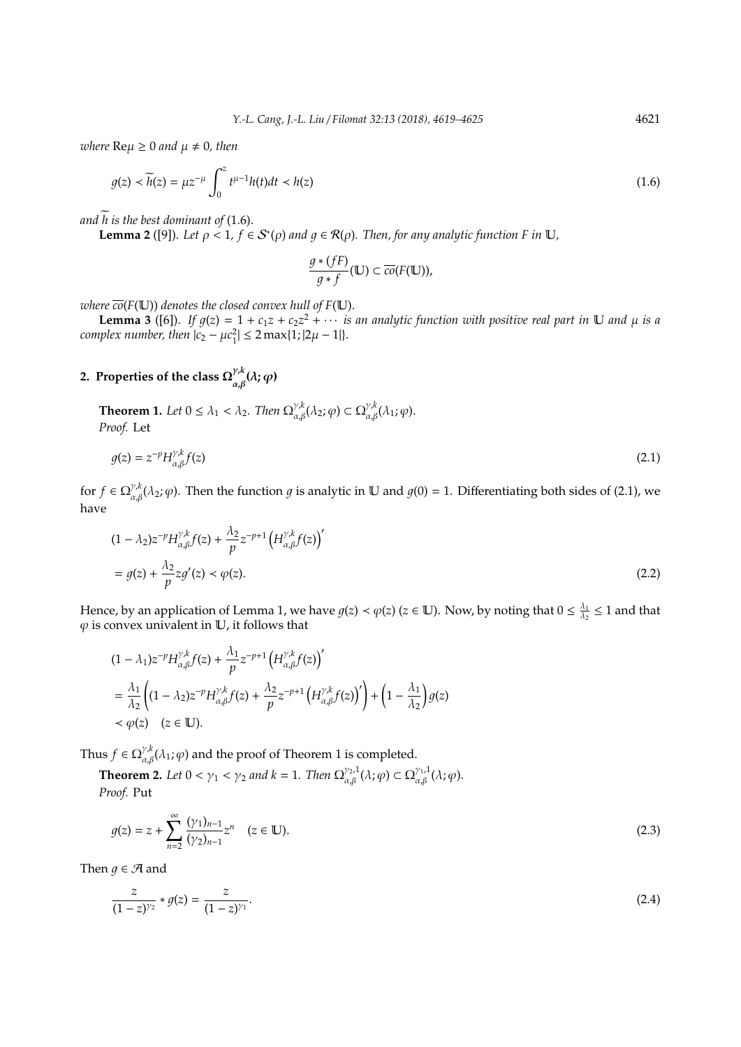*where* $\mathrm{Re}\mu \geq 0$ *and* $\mu \neq 0$*, then*

$$g(z) \prec \widetilde{h}(z) = \mu z^{-\mu} \int_0^z t^{\mu-1} h(t) dt \prec h(z) \tag{1.6}$$

*and* $\widetilde{h}$ *is the best dominant of* (1.6).

**Lemma 2** ([9]). *Let* $\rho < 1$*,* $f \in \mathcal{S}^*(\rho)$ *and* $g \in \mathcal{R}(\rho)$*. Then, for any analytic function* $F$ *in* $\mathbb{U}$*,*

$$\frac{g * (fF)}{g * f}(\mathbb{U}) \subset \overline{co}(F(\mathbb{U})),$$

*where* $\overline{co}(F(\mathbb{U}))$ *denotes the closed convex hull of* $F(\mathbb{U})$.

**Lemma 3** ([6]). *If* $g(z) = 1 + c_1 z + c_2 z^2 + \cdots$ *is an analytic function with positive real part in* $\mathbb{U}$ *and* $\mu$ *is a complex number, then* $|c_2 - \mu c_1^2| \leq 2 \max\{1; |2\mu - 1|\}$.

## 2. Properties of the class $\Omega_{\alpha,\beta}^{\gamma,k}(\lambda; \varphi)$

**Theorem 1.** *Let* $0 \leq \lambda_1 < \lambda_2$*. Then* $\Omega_{\alpha,\beta}^{\gamma,k}(\lambda_2; \varphi) \subset \Omega_{\alpha,\beta}^{\gamma,k}(\lambda_1; \varphi)$.

*Proof.* Let

$$g(z) = z^{-p} H_{\alpha,\beta}^{\gamma,k} f(z) \tag{2.1}$$

for $f \in \Omega_{\alpha,\beta}^{\gamma,k}(\lambda_2; \varphi)$. Then the function $g$ is analytic in $\mathbb{U}$ and $g(0) = 1$. Differentiating both sides of (2.1), we have

$$\begin{aligned}
&(1 - \lambda_2) z^{-p} H_{\alpha,\beta}^{\gamma,k} f(z) + \frac{\lambda_2}{p} z^{-p+1} \left(H_{\alpha,\beta}^{\gamma,k} f(z)\right)' \\
&= g(z) + \frac{\lambda_2}{p} z g'(z) \prec \varphi(z).
\end{aligned} \tag{2.2}$$

Hence, by an application of Lemma 1, we have $g(z) \prec \varphi(z)$ $(z \in \mathbb{U})$. Now, by noting that $0 \leq \frac{\lambda_1}{\lambda_2} \leq 1$ and that $\varphi$ is convex univalent in $\mathbb{U}$, it follows that

$$\begin{aligned}
&(1 - \lambda_1) z^{-p} H_{\alpha,\beta}^{\gamma,k} f(z) + \frac{\lambda_1}{p} z^{-p+1} \left(H_{\alpha,\beta}^{\gamma,k} f(z)\right)' \\
&= \frac{\lambda_1}{\lambda_2} \left( (1 - \lambda_2) z^{-p} H_{\alpha,\beta}^{\gamma,k} f(z) + \frac{\lambda_2}{p} z^{-p+1} \left(H_{\alpha,\beta}^{\gamma,k} f(z)\right)' \right) + \left(1 - \frac{\lambda_1}{\lambda_2}\right) g(z) \\
&\prec \varphi(z) \quad (z \in \mathbb{U}).
\end{aligned}$$

Thus $f \in \Omega_{\alpha,\beta}^{\gamma,k}(\lambda_1; \varphi)$ and the proof of Theorem 1 is completed.

**Theorem 2.** *Let* $0 < \gamma_1 < \gamma_2$ *and* $k = 1$*. Then* $\Omega_{\alpha,\beta}^{\gamma_2,1}(\lambda; \varphi) \subset \Omega_{\alpha,\beta}^{\gamma_1,1}(\lambda; \varphi)$.

*Proof.* Put

$$g(z) = z + \sum_{n=2}^{\infty} \frac{(\gamma_1)_{n-1}}{(\gamma_2)_{n-1}} z^n \quad (z \in \mathbb{U}). \tag{2.3}$$

Then $g \in \mathcal{A}$ and

$$\frac{z}{(1-z)^{\gamma_2}} * g(z) = \frac{z}{(1-z)^{\gamma_1}}. \tag{2.4}$$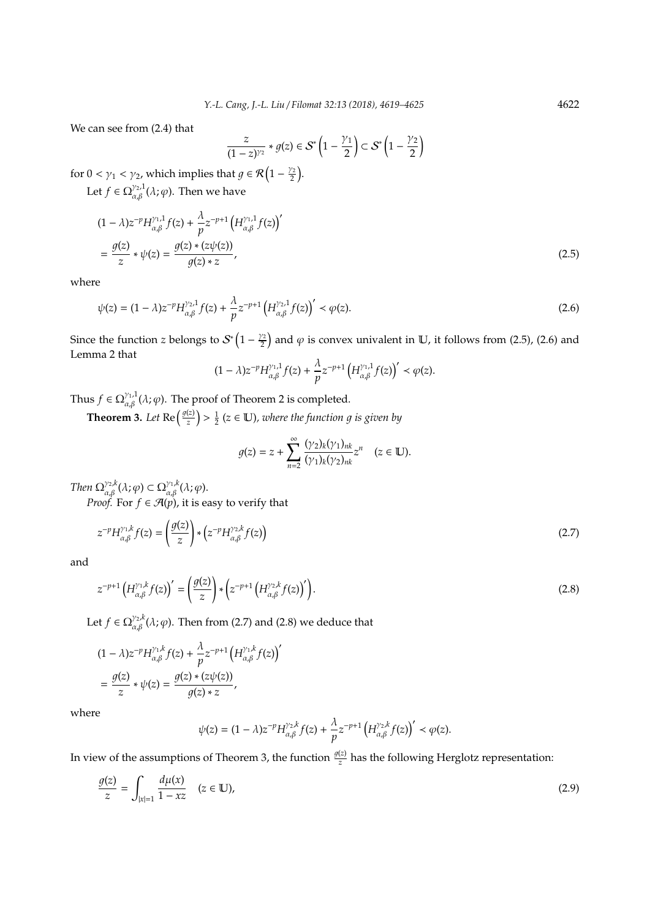We can see from (2.4) that

$$\frac{z}{(1-z)^{\gamma_2}} * g(z) \in \mathcal{S}^*\left(1 - \frac{\gamma_1}{2}\right) \subset \mathcal{S}^*\left(1 - \frac{\gamma_2}{2}\right)$$

for $0 < \gamma_1 < \gamma_2$, which implies that $g \in \mathcal{R}\left(1 - \frac{\gamma_2}{2}\right)$.

Let $f \in \Omega_{\alpha,\beta}^{\gamma_2,1}(\lambda;\varphi)$. Then we have

$$\begin{aligned}
&(1-\lambda)z^{-p}H_{\alpha,\beta}^{\gamma_1,1}f(z) + \frac{\lambda}{p}z^{-p+1}\left(H_{\alpha,\beta}^{\gamma_1,1}f(z)\right)' \\
&= \frac{g(z)}{z} * \psi(z) = \frac{g(z) * (z\psi(z))}{g(z) * z},
\end{aligned} \tag{2.5}$$

where

$$\psi(z) = (1-\lambda)z^{-p}H_{\alpha,\beta}^{\gamma_2,1}f(z) + \frac{\lambda}{p}z^{-p+1}\left(H_{\alpha,\beta}^{\gamma_2,1}f(z)\right)' \prec \varphi(z). \tag{2.6}$$

Since the function $z$ belongs to $\mathcal{S}^*\left(1 - \frac{\gamma_2}{2}\right)$ and $\varphi$ is convex univalent in $\mathbb{U}$, it follows from (2.5), (2.6) and Lemma 2 that

$$(1-\lambda)z^{-p}H_{\alpha,\beta}^{\gamma_1,1}f(z) + \frac{\lambda}{p}z^{-p+1}\left(H_{\alpha,\beta}^{\gamma_1,1}f(z)\right)' \prec \varphi(z).$$

Thus $f \in \Omega_{\alpha,\beta}^{\gamma_1,1}(\lambda;\varphi)$. The proof of Theorem 2 is completed.

**Theorem 3.** *Let* $\mathrm{Re}\left(\frac{g(z)}{z}\right) > \frac{1}{2}$ $(z \in \mathbb{U})$, *where the function* $g$ *is given by*

$$g(z) = z + \sum_{n=2}^{\infty} \frac{(\gamma_2)_k(\gamma_1)_{nk}}{(\gamma_1)_k(\gamma_2)_{nk}} z^n \quad (z \in \mathbb{U}).$$

*Then* $\Omega_{\alpha,\beta}^{\gamma_2,k}(\lambda;\varphi) \subset \Omega_{\alpha,\beta}^{\gamma_1,k}(\lambda;\varphi)$.

*Proof.* For $f \in \mathcal{A}(p)$, it is easy to verify that

$$z^{-p}H_{\alpha,\beta}^{\gamma_1,k}f(z) = \left(\frac{g(z)}{z}\right) * \left(z^{-p}H_{\alpha,\beta}^{\gamma_2,k}f(z)\right) \tag{2.7}$$

and

$$z^{-p+1}\left(H_{\alpha,\beta}^{\gamma_1,k}f(z)\right)' = \left(\frac{g(z)}{z}\right) * \left(z^{-p+1}\left(H_{\alpha,\beta}^{\gamma_2,k}f(z)\right)'\right). \tag{2.8}$$

Let $f \in \Omega_{\alpha,\beta}^{\gamma_2,k}(\lambda;\varphi)$. Then from (2.7) and (2.8) we deduce that

$$\begin{aligned}
&(1-\lambda)z^{-p}H_{\alpha,\beta}^{\gamma_1,k}f(z) + \frac{\lambda}{p}z^{-p+1}\left(H_{\alpha,\beta}^{\gamma_1,k}f(z)\right)' \\
&= \frac{g(z)}{z} * \psi(z) = \frac{g(z) * (z\psi(z))}{g(z) * z},
\end{aligned}$$

where

$$\psi(z) = (1-\lambda)z^{-p}H_{\alpha,\beta}^{\gamma_2,k}f(z) + \frac{\lambda}{p}z^{-p+1}\left(H_{\alpha,\beta}^{\gamma_2,k}f(z)\right)' \prec \varphi(z).$$

In view of the assumptions of Theorem 3, the function $\frac{g(z)}{z}$ has the following Herglotz representation:

$$\frac{g(z)}{z} = \int_{|x|=1} \frac{d\mu(x)}{1 - xz} \quad (z \in \mathbb{U}), \tag{2.9}$$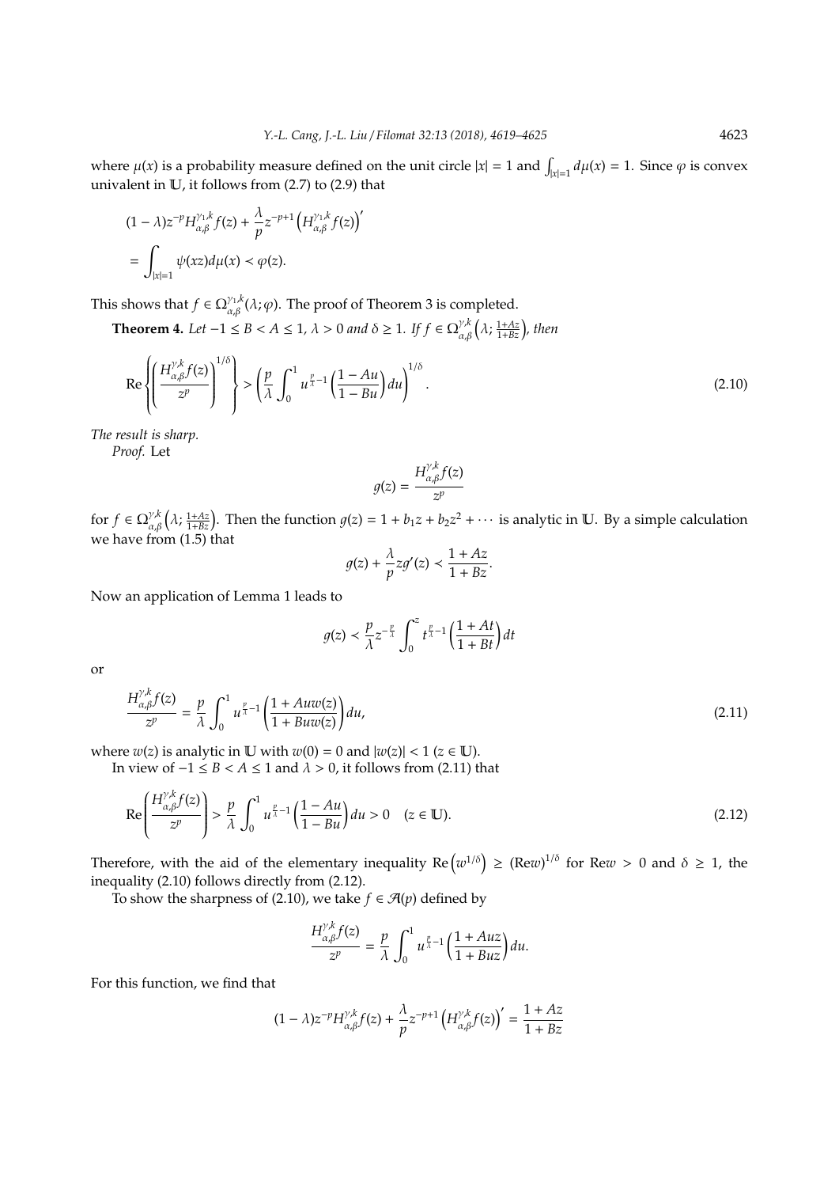where $\mu(x)$ is a probability measure defined on the unit circle $|x| = 1$ and $\int_{|x|=1} d\mu(x) = 1$. Since $\varphi$ is convex univalent in $\mathbb{U}$, it follows from (2.7) to (2.9) that

$$(1-\lambda)z^{-p}H_{\alpha,\beta}^{\gamma_1,k}f(z) + \frac{\lambda}{p}z^{-p+1}\left(H_{\alpha,\beta}^{\gamma_1,k}f(z)\right)'$$
$$= \int_{|x|=1} \psi(xz)d\mu(x) \prec \varphi(z).$$

This shows that $f \in \Omega_{\alpha,\beta}^{\gamma_1,k}(\lambda;\varphi)$. The proof of Theorem 3 is completed.

**Theorem 4.** *Let $-1 \leq B < A \leq 1$, $\lambda > 0$ and $\delta \geq 1$. If $f \in \Omega_{\alpha,\beta}^{\gamma,k}\left(\lambda; \frac{1+Az}{1+Bz}\right)$, then*

$$\mathrm{Re}\left\{\left(\frac{H_{\alpha,\beta}^{\gamma,k}f(z)}{z^p}\right)^{1/\delta}\right\} > \left(\frac{p}{\lambda}\int_0^1 u^{\frac{p}{\lambda}-1}\left(\frac{1-Au}{1-Bu}\right)du\right)^{1/\delta}. \tag{2.10}$$

*The result is sharp.*

*Proof.* Let

$$g(z) = \frac{H_{\alpha,\beta}^{\gamma,k}f(z)}{z^p}$$

for $f \in \Omega_{\alpha,\beta}^{\gamma,k}\left(\lambda; \frac{1+Az}{1+Bz}\right)$. Then the function $g(z) = 1 + b_1 z + b_2 z^2 + \cdots$ is analytic in $\mathbb{U}$. By a simple calculation we have from (1.5) that

$$g(z) + \frac{\lambda}{p}zg'(z) \prec \frac{1+Az}{1+Bz}.$$

Now an application of Lemma 1 leads to

$$g(z) \prec \frac{p}{\lambda}z^{-\frac{p}{\lambda}}\int_0^z t^{\frac{p}{\lambda}-1}\left(\frac{1+At}{1+Bt}\right)dt$$

or

$$\frac{H_{\alpha,\beta}^{\gamma,k}f(z)}{z^p} = \frac{p}{\lambda}\int_0^1 u^{\frac{p}{\lambda}-1}\left(\frac{1+Auw(z)}{1+Buw(z)}\right)du, \tag{2.11}$$

where $w(z)$ is analytic in $\mathbb{U}$ with $w(0) = 0$ and $|w(z)| < 1$ $(z \in \mathbb{U})$.

In view of $-1 \leq B < A \leq 1$ and $\lambda > 0$, it follows from (2.11) that

$$\mathrm{Re}\left(\frac{H_{\alpha,\beta}^{\gamma,k}f(z)}{z^p}\right) > \frac{p}{\lambda}\int_0^1 u^{\frac{p}{\lambda}-1}\left(\frac{1-Au}{1-Bu}\right)du > 0 \quad (z \in \mathbb{U}). \tag{2.12}$$

Therefore, with the aid of the elementary inequality $\mathrm{Re}\left(w^{1/\delta}\right) \geq (\mathrm{Re}w)^{1/\delta}$ for $\mathrm{Re}w > 0$ and $\delta \geq 1$, the inequality (2.10) follows directly from (2.12).

To show the sharpness of (2.10), we take $f \in \mathcal{A}(p)$ defined by

$$\frac{H_{\alpha,\beta}^{\gamma,k}f(z)}{z^p} = \frac{p}{\lambda}\int_0^1 u^{\frac{p}{\lambda}-1}\left(\frac{1+Auz}{1+Buz}\right)du.$$

For this function, we find that

$$(1-\lambda)z^{-p}H_{\alpha,\beta}^{\gamma,k}f(z) + \frac{\lambda}{p}z^{-p+1}\left(H_{\alpha,\beta}^{\gamma,k}f(z)\right)' = \frac{1+Az}{1+Bz}$$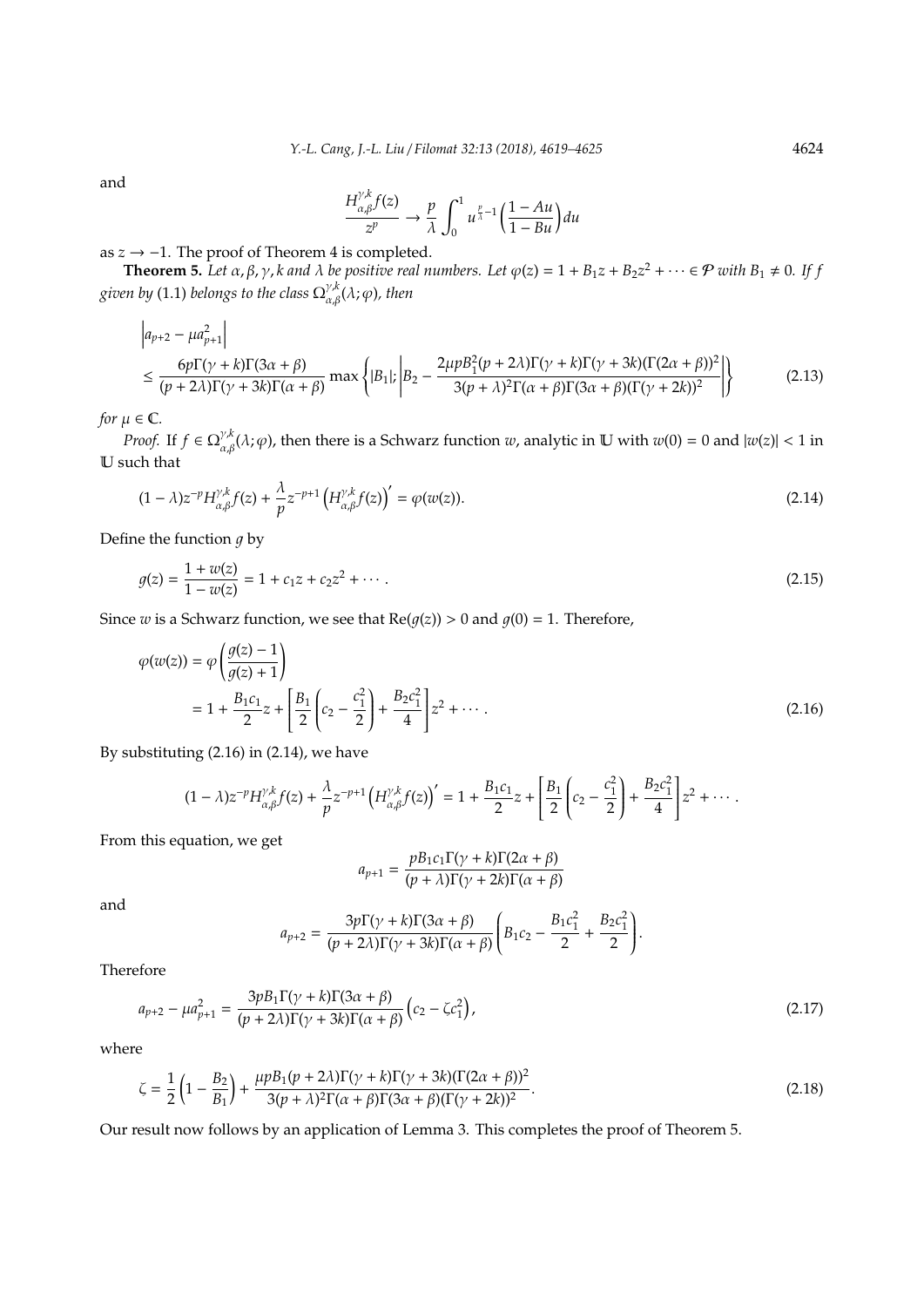and

$$\frac{H^{\gamma,k}_{\alpha,\beta}f(z)}{z^p} \to \frac{p}{\lambda}\int_0^1 u^{\frac{p}{\lambda}-1}\left(\frac{1-Au}{1-Bu}\right)du$$

as $z \to -1$. The proof of Theorem 4 is completed.

**Theorem 5.** *Let $\alpha, \beta, \gamma, k$ and $\lambda$ be positive real numbers. Let $\varphi(z) = 1 + B_1 z + B_2 z^2 + \cdots \in \mathcal{P}$ with $B_1 \neq 0$. If $f$ given by* (1.1) *belongs to the class $\Omega^{\gamma,k}_{\alpha,\beta}(\lambda;\varphi)$, then*

$$\begin{aligned}
&\left|a_{p+2} - \mu a_{p+1}^2\right| \\
&\leq \frac{6p\Gamma(\gamma+k)\Gamma(3\alpha+\beta)}{(p+2\lambda)\Gamma(\gamma+3k)\Gamma(\alpha+\beta)} \max\left\{|B_1|; \left|B_2 - \frac{2\mu p B_1^2 (p+2\lambda)\Gamma(\gamma+k)\Gamma(\gamma+3k)(\Gamma(2\alpha+\beta))^2}{3(p+\lambda)^2\Gamma(\alpha+\beta)\Gamma(3\alpha+\beta)(\Gamma(\gamma+2k))^2}\right|\right\}
\end{aligned} \tag{2.13}$$

*for $\mu \in \mathbb{C}$.*

*Proof.* If $f \in \Omega^{\gamma,k}_{\alpha,\beta}(\lambda;\varphi)$, then there is a Schwarz function $w$, analytic in $\mathbb{U}$ with $w(0) = 0$ and $|w(z)| < 1$ in $\mathbb{U}$ such that

$$(1-\lambda)z^{-p}H^{\gamma,k}_{\alpha,\beta}f(z) + \frac{\lambda}{p}z^{-p+1}\left(H^{\gamma,k}_{\alpha,\beta}f(z)\right)' = \varphi(w(z)). \tag{2.14}$$

Define the function $g$ by

$$g(z) = \frac{1+w(z)}{1-w(z)} = 1 + c_1 z + c_2 z^2 + \cdots. \tag{2.15}$$

Since $w$ is a Schwarz function, we see that $\mathrm{Re}(g(z)) > 0$ and $g(0) = 1$. Therefore,

$$\begin{aligned}
\varphi(w(z)) &= \varphi\left(\frac{g(z)-1}{g(z)+1}\right) \\
&= 1 + \frac{B_1 c_1}{2}z + \left[\frac{B_1}{2}\left(c_2 - \frac{c_1^2}{2}\right) + \frac{B_2 c_1^2}{4}\right]z^2 + \cdots.
\end{aligned} \tag{2.16}$$

By substituting (2.16) in (2.14), we have

$$(1-\lambda)z^{-p}H^{\gamma,k}_{\alpha,\beta}f(z) + \frac{\lambda}{p}z^{-p+1}\left(H^{\gamma,k}_{\alpha,\beta}f(z)\right)' = 1 + \frac{B_1 c_1}{2}z + \left[\frac{B_1}{2}\left(c_2 - \frac{c_1^2}{2}\right) + \frac{B_2 c_1^2}{4}\right]z^2 + \cdots.$$

From this equation, we get

$$a_{p+1} = \frac{pB_1 c_1 \Gamma(\gamma+k)\Gamma(2\alpha+\beta)}{(p+\lambda)\Gamma(\gamma+2k)\Gamma(\alpha+\beta)}$$

and

$$a_{p+2} = \frac{3p\Gamma(\gamma+k)\Gamma(3\alpha+\beta)}{(p+2\lambda)\Gamma(\gamma+3k)\Gamma(\alpha+\beta)}\left(B_1 c_2 - \frac{B_1 c_1^2}{2} + \frac{B_2 c_1^2}{2}\right).$$

Therefore

$$a_{p+2} - \mu a_{p+1}^2 = \frac{3pB_1\Gamma(\gamma+k)\Gamma(3\alpha+\beta)}{(p+2\lambda)\Gamma(\gamma+3k)\Gamma(\alpha+\beta)}\left(c_2 - \zeta c_1^2\right), \tag{2.17}$$

where

$$\zeta = \frac{1}{2}\left(1 - \frac{B_2}{B_1}\right) + \frac{\mu p B_1 (p+2\lambda)\Gamma(\gamma+k)\Gamma(\gamma+3k)(\Gamma(2\alpha+\beta))^2}{3(p+\lambda)^2\Gamma(\alpha+\beta)\Gamma(3\alpha+\beta)(\Gamma(\gamma+2k))^2}. \tag{2.18}$$

Our result now follows by an application of Lemma 3. This completes the proof of Theorem 5.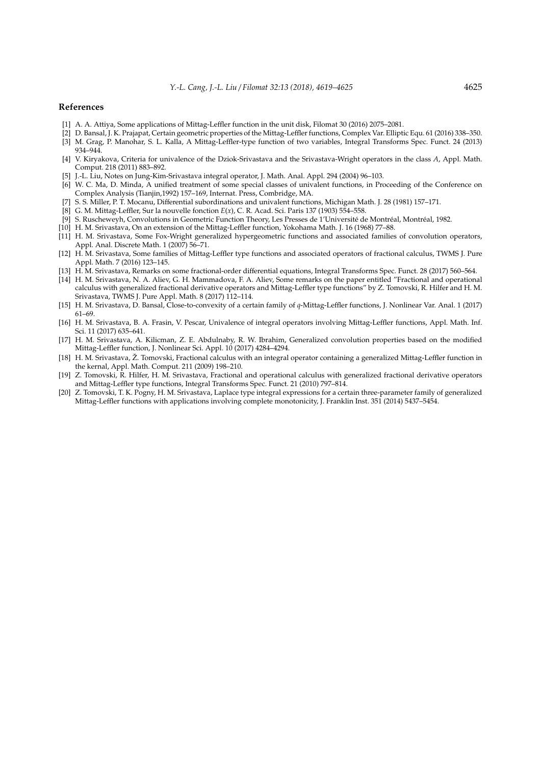## References

[1] A. A. Attiya, Some applications of Mittag-Leffler function in the unit disk, Filomat 30 (2016) 2075–2081.

[2] D. Bansal, J. K. Prajapat, Certain geometric properties of the Mittag-Leffler functions, Complex Var. Elliptic Equ. 61 (2016) 338–350.

[3] M. Grag, P. Manohar, S. L. Kalla, A Mittag-Leffler-type function of two variables, Integral Transforms Spec. Funct. 24 (2013) 934–944.

[4] V. Kiryakova, Criteria for univalence of the Dziok-Srivastava and the Srivastava-Wright operators in the class $A$, Appl. Math. Comput. 218 (2011) 883–892.

[5] J.-L. Liu, Notes on Jung-Kim-Srivastava integral operator, J. Math. Anal. Appl. 294 (2004) 96–103.

[6] W. C. Ma, D. Minda, A unified treatment of some special classes of univalent functions, in Proceeding of the Conference on Complex Analysis (Tianjin,1992) 157–169, Internat. Press, Combridge, MA.

[7] S. S. Miller, P. T. Mocanu, Differential subordinations and univalent functions, Michigan Math. J. 28 (1981) 157–171.

[8] G. M. Mittag-Leffler, Sur la nouvelle fonction $E(x)$, C. R. Acad. Sci. Paris 137 (1903) 554–558.

[9] S. Ruscheweyh, Convolutions in Geometric Function Theory, Les Presses de 1'Université de Montréal, Montréal, 1982.

[10] H. M. Srivastava, On an extension of the Mittag-Leffler function, Yokohama Math. J. 16 (1968) 77–88.

[11] H. M. Srivastava, Some Fox-Wright generalized hypergeometric functions and associated families of convolution operators, Appl. Anal. Discrete Math. 1 (2007) 56–71.

[12] H. M. Srivastava, Some families of Mittag-Leffler type functions and associated operators of fractional calculus, TWMS J. Pure Appl. Math. 7 (2016) 123–145.

[13] H. M. Srivastava, Remarks on some fractional-order differential equations, Integral Transforms Spec. Funct. 28 (2017) 560–564.

[14] H. M. Srivastava, N. A. Aliev, G. H. Mammadova, F. A. Aliev, Some remarks on the paper entitled "Fractional and operational calculus with generalized fractional derivative operators and Mittag-Leffler type functions" by Z. Tomovski, R. Hilfer and H. M. Srivastava, TWMS J. Pure Appl. Math. 8 (2017) 112–114.

[15] H. M. Srivastava, D. Bansal, Close-to-convexity of a certain family of $q$-Mittag-Leffler functions, J. Nonlinear Var. Anal. 1 (2017) 61–69.

[16] H. M. Srivastava, B. A. Frasin, V. Pescar, Univalence of integral operators involving Mittag-Leffler functions, Appl. Math. Inf. Sci. 11 (2017) 635–641.

[17] H. M. Srivastava, A. Kilicman, Z. E. Abdulnaby, R. W. Ibrahim, Generalized convolution properties based on the modified Mittag-Leffler function, J. Nonlinear Sci. Appl. 10 (2017) 4284–4294.

[18] H. M. Srivastava, Ž. Tomovski, Fractional calculus with an integral operator containing a generalized Mittag-Leffler function in the kernal, Appl. Math. Comput. 211 (2009) 198–210.

[19] Z. Tomovski, R. Hilfer, H. M. Srivastava, Fractional and operational calculus with generalized fractional derivative operators and Mittag-Leffler type functions, Integral Transforms Spec. Funct. 21 (2010) 797–814.

[20] Z. Tomovski, T. K. Pogny, H. M. Srivastava, Laplace type integral expressions for a certain three-parameter family of generalized Mittag-Leffler functions with applications involving complete monotonicity, J. Franklin Inst. 351 (2014) 5437–5454.